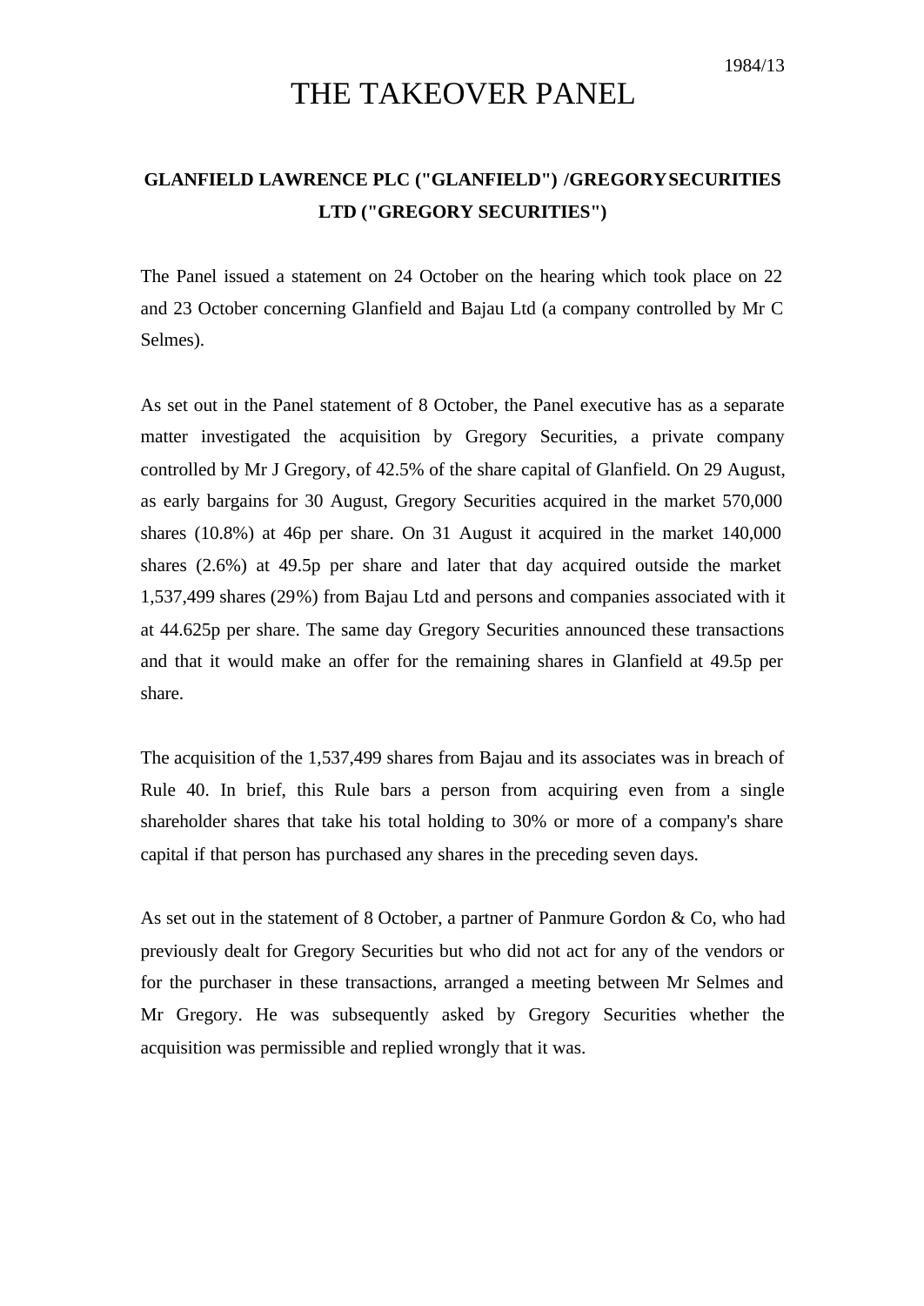1984/13

# THE TAKEOVER PANEL

## GLANFIELD LAWRENCE PLC ("GLANFIELD") /GREGORY SECURITIES LTD ("GREGORY SECURITIES")

The Panel issued a statement on 24 October on the hearing which took place on 22 and 23 October concerning Glanfield and Bajau Ltd (a company controlled by Mr C Selmes).

As set out in the Panel statement of 8 October, the Panel executive has as a separate matter investigated the acquisition by Gregory Securities, a private company controlled by Mr J Gregory, of 42.5% of the share capital of Glanfield. On 29 August, as early bargains for 30 August, Gregory Securities acquired in the market 570,000 shares (10.8%) at 46p per share. On 31 August it acquired in the market 140,000 shares (2.6%) at 49.5p per share and later that day acquired outside the market 1,537,499 shares (29%) from Bajau Ltd and persons and companies associated with it at 44.625p per share. The same day Gregory Securities announced these transactions and that it would make an offer for the remaining shares in Glanfield at 49.5p per share.

The acquisition of the 1,537,499 shares from Bajau and its associates was in breach of Rule 40. In brief, this Rule bars a person from acquiring even from a single shareholder shares that take his total holding to 30% or more of a company's share capital if that person has purchased any shares in the preceding seven days.

As set out in the statement of 8 October, a partner of Panmure Gordon & Co, who had previously dealt for Gregory Securities but who did not act for any of the vendors or for the purchaser in these transactions, arranged a meeting between Mr Selmes and Mr Gregory. He was subsequently asked by Gregory Securities whether the acquisition was permissible and replied wrongly that it was.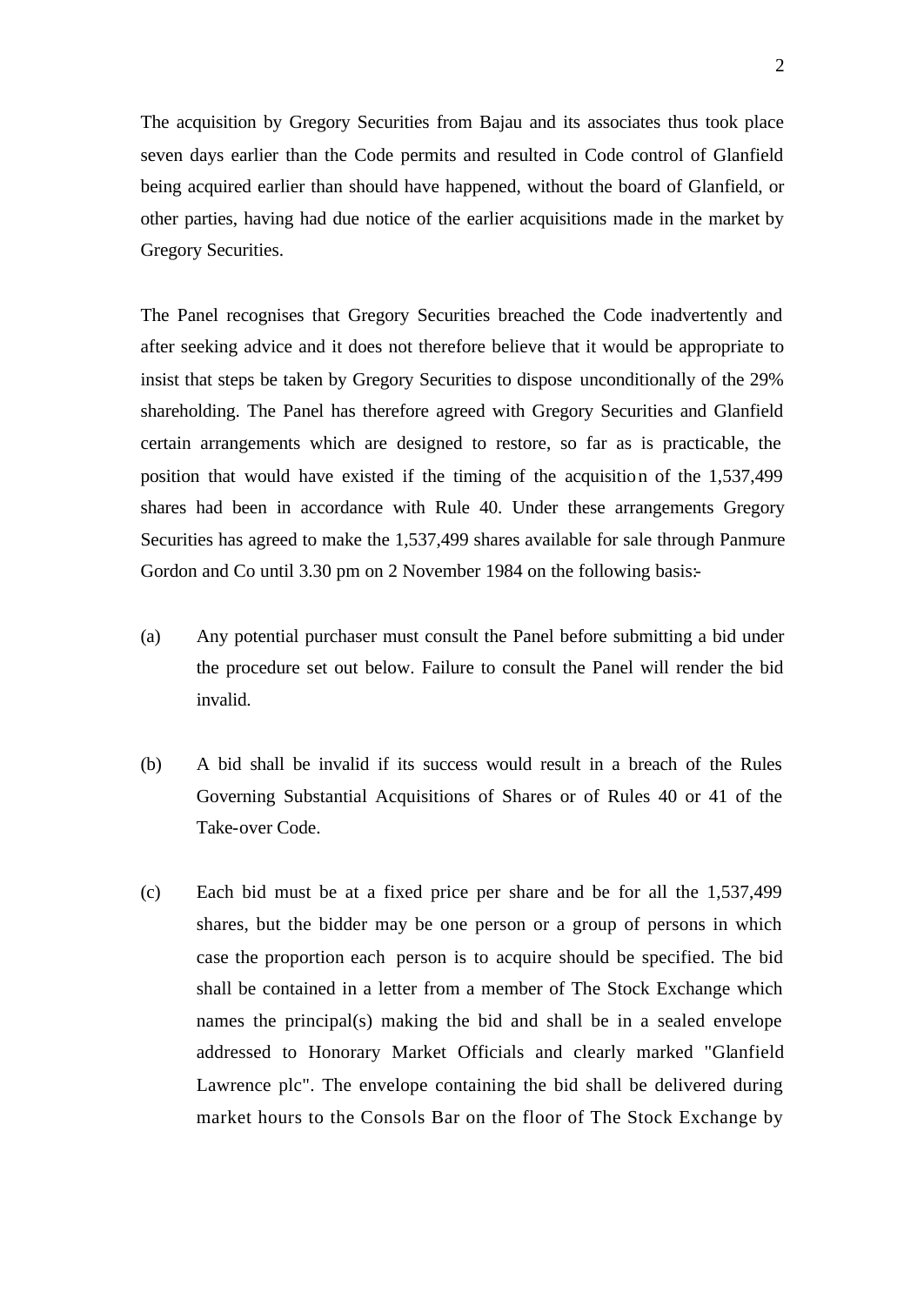The acquisition by Gregory Securities from Bajau and its associates thus took place seven days earlier than the Code permits and resulted in Code control of Glanfield being acquired earlier than should have happened, without the board of Glanfield, or other parties, having had due notice of the earlier acquisitions made in the market by Gregory Securities.

The Panel recognises that Gregory Securities breached the Code inadvertently and after seeking advice and it does not therefore believe that it would be appropriate to insist that steps be taken by Gregory Securities to dispose unconditionally of the 29% shareholding. The Panel has therefore agreed with Gregory Securities and Glanfield certain arrangements which are designed to restore, so far as is practicable, the position that would have existed if the timing of the acquisition of the 1,537,499 shares had been in accordance with Rule 40. Under these arrangements Gregory Securities has agreed to make the 1,537,499 shares available for sale through Panmure Gordon and Co until 3.30 pm on 2 November 1984 on the following basis:-

(a) Any potential purchaser must consult the Panel before submitting a bid under the procedure set out below. Failure to consult the Panel will render the bid invalid.

(b) A bid shall be invalid if its success would result in a breach of the Rules Governing Substantial Acquisitions of Shares or of Rules 40 or 41 of the Take-over Code.

(c) Each bid must be at a fixed price per share and be for all the 1,537,499 shares, but the bidder may be one person or a group of persons in which case the proportion each person is to acquire should be specified. The bid shall be contained in a letter from a member of The Stock Exchange which names the principal(s) making the bid and shall be in a sealed envelope addressed to Honorary Market Officials and clearly marked "Glanfield Lawrence plc". The envelope containing the bid shall be delivered during market hours to the Consols Bar on the floor of The Stock Exchange by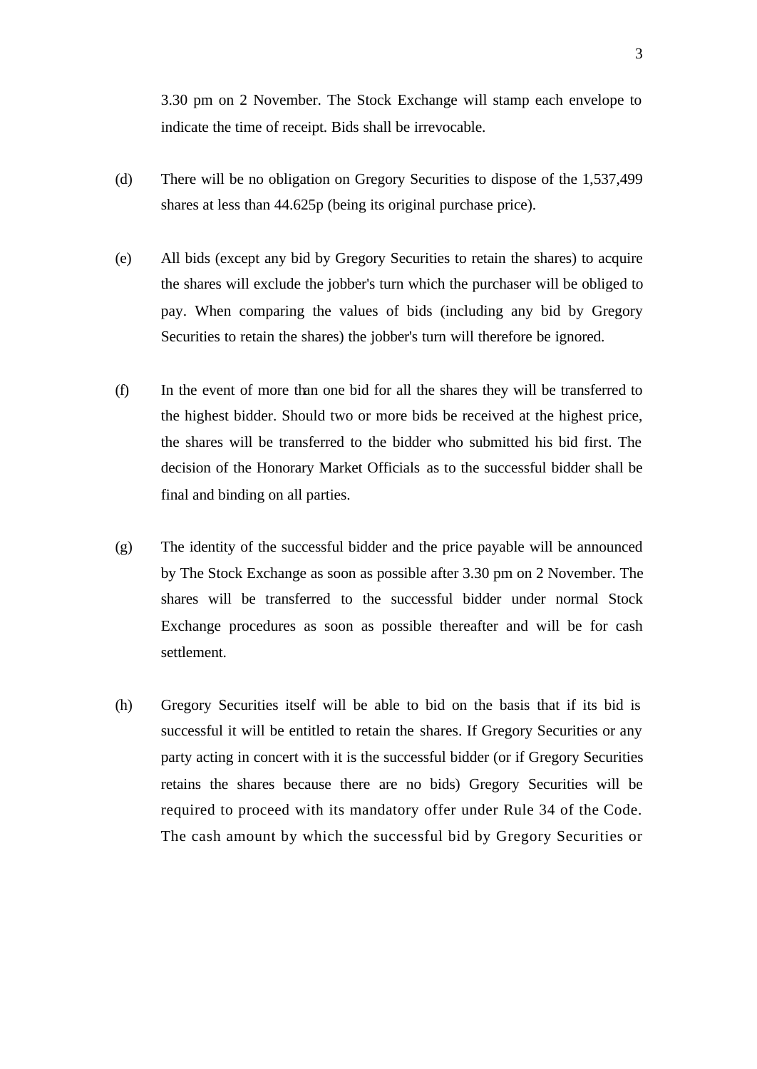3.30 pm on 2 November. The Stock Exchange will stamp each envelope to indicate the time of receipt. Bids shall be irrevocable.

(d) There will be no obligation on Gregory Securities to dispose of the 1,537,499 shares at less than 44.625p (being its original purchase price).

(e) All bids (except any bid by Gregory Securities to retain the shares) to acquire the shares will exclude the jobber's turn which the purchaser will be obliged to pay. When comparing the values of bids (including any bid by Gregory Securities to retain the shares) the jobber's turn will therefore be ignored.

(f) In the event of more than one bid for all the shares they will be transferred to the highest bidder. Should two or more bids be received at the highest price, the shares will be transferred to the bidder who submitted his bid first. The decision of the Honorary Market Officials as to the successful bidder shall be final and binding on all parties.

(g) The identity of the successful bidder and the price payable will be announced by The Stock Exchange as soon as possible after 3.30 pm on 2 November. The shares will be transferred to the successful bidder under normal Stock Exchange procedures as soon as possible thereafter and will be for cash settlement.

(h) Gregory Securities itself will be able to bid on the basis that if its bid is successful it will be entitled to retain the shares. If Gregory Securities or any party acting in concert with it is the successful bidder (or if Gregory Securities retains the shares because there are no bids) Gregory Securities will be required to proceed with its mandatory offer under Rule 34 of the Code. The cash amount by which the successful bid by Gregory Securities or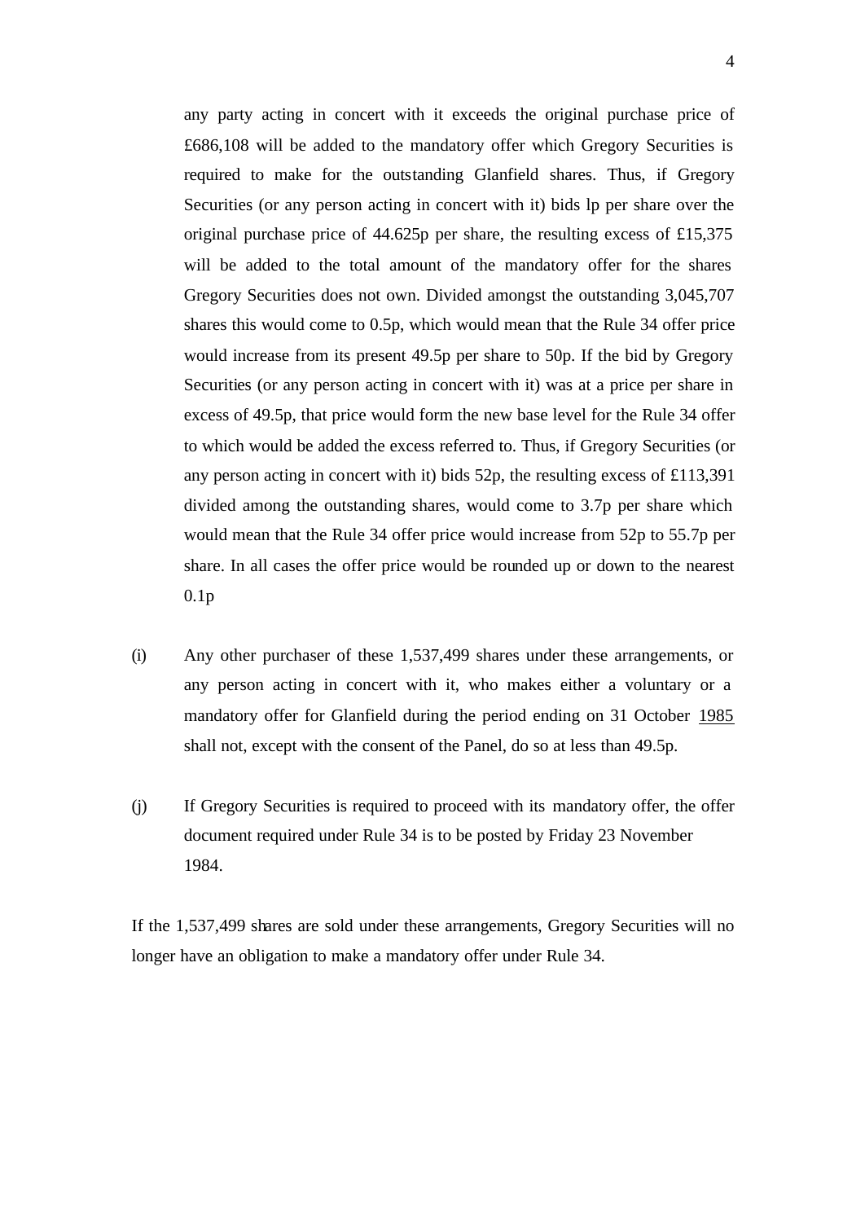any party acting in concert with it exceeds the original purchase price of £686,108 will be added to the mandatory offer which Gregory Securities is required to make for the outstanding Glanfield shares. Thus, if Gregory Securities (or any person acting in concert with it) bids lp per share over the original purchase price of 44.625p per share, the resulting excess of £15,375 will be added to the total amount of the mandatory offer for the shares Gregory Securities does not own. Divided amongst the outstanding 3,045,707 shares this would come to 0.5p, which would mean that the Rule 34 offer price would increase from its present 49.5p per share to 50p. If the bid by Gregory Securities (or any person acting in concert with it) was at a price per share in excess of 49.5p, that price would form the new base level for the Rule 34 offer to which would be added the excess referred to. Thus, if Gregory Securities (or any person acting in concert with it) bids 52p, the resulting excess of £113,391 divided among the outstanding shares, would come to 3.7p per share which would mean that the Rule 34 offer price would increase from 52p to 55.7p per share. In all cases the offer price would be rounded up or down to the nearest 0.1p

(i) Any other purchaser of these 1,537,499 shares under these arrangements, or any person acting in concert with it, who makes either a voluntary or a mandatory offer for Glanfield during the period ending on 31 October 1985 shall not, except with the consent of the Panel, do so at less than 49.5p.

(j) If Gregory Securities is required to proceed with its mandatory offer, the offer document required under Rule 34 is to be posted by Friday 23 November 1984.

If the 1,537,499 shares are sold under these arrangements, Gregory Securities will no longer have an obligation to make a mandatory offer under Rule 34.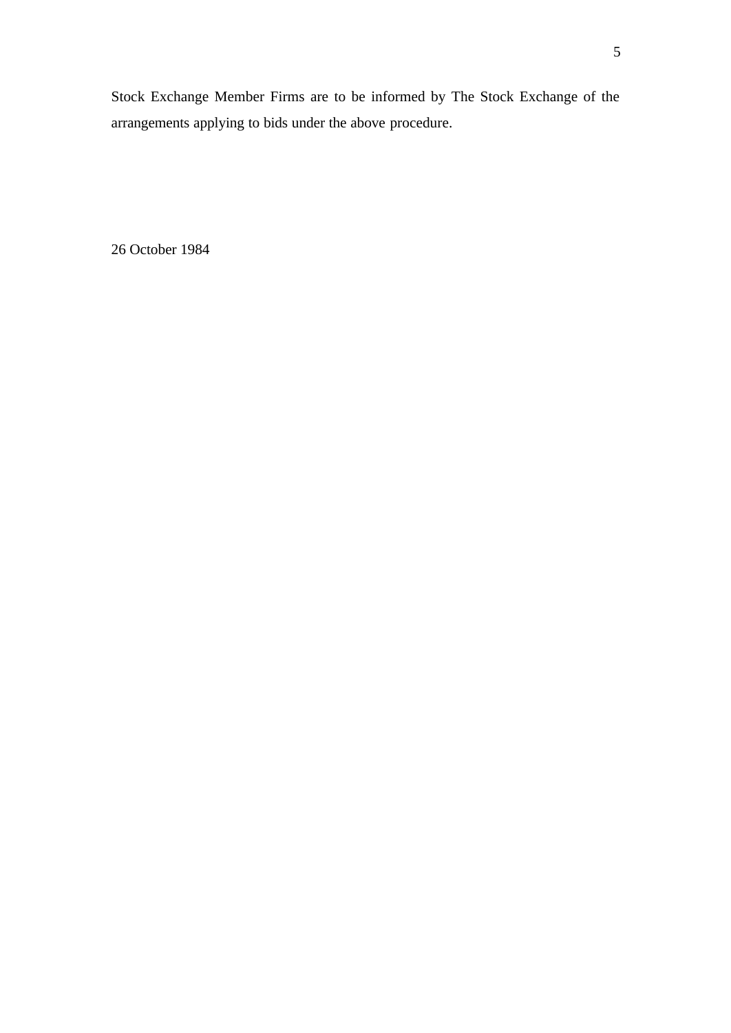Stock Exchange Member Firms are to be informed by The Stock Exchange of the arrangements applying to bids under the above procedure.

26 October 1984